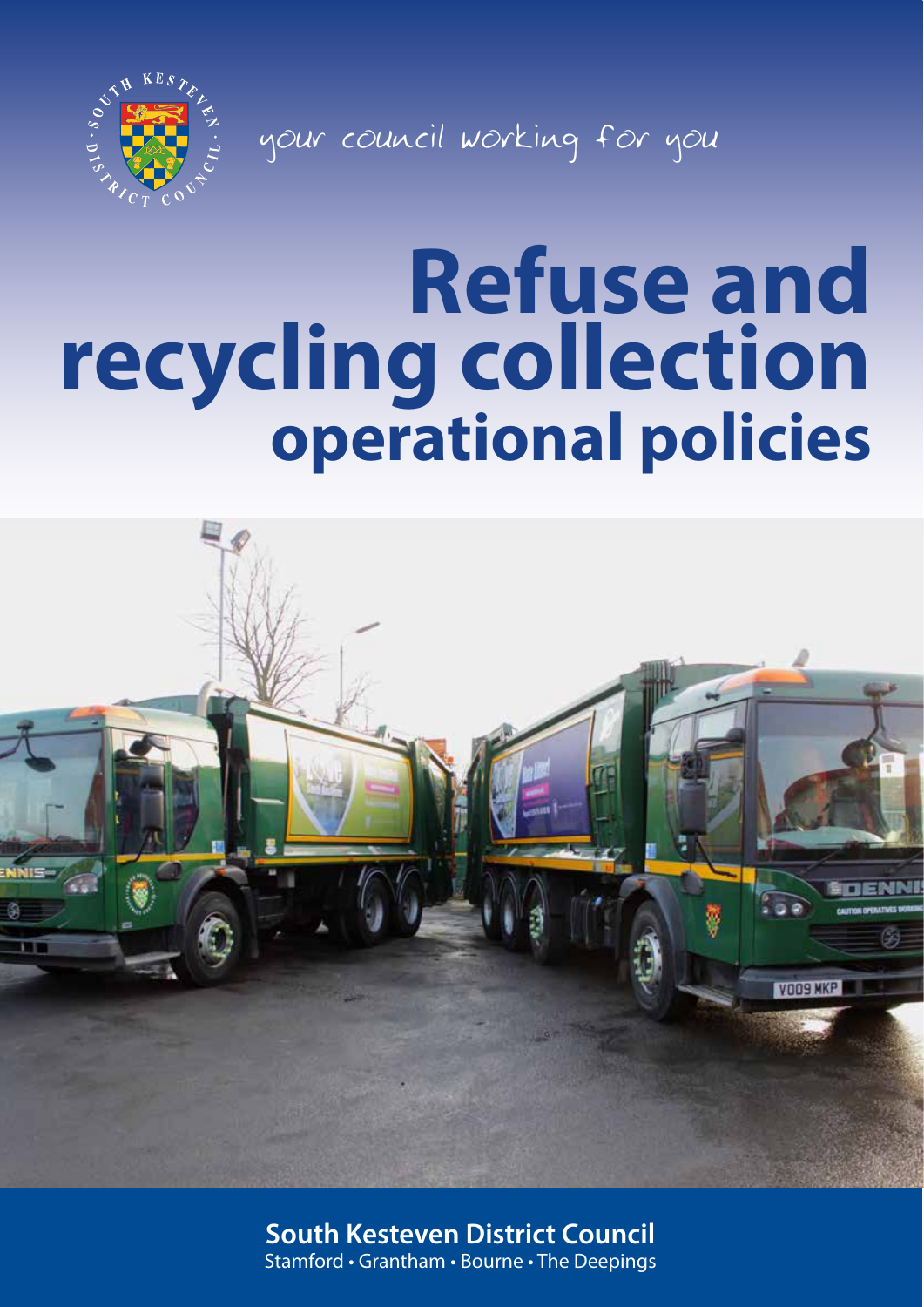your council working for you

# Refuse and recycling collection operational policies

**South Kesteven District Council**

Stamford • Grantham • Bourne • The Deepings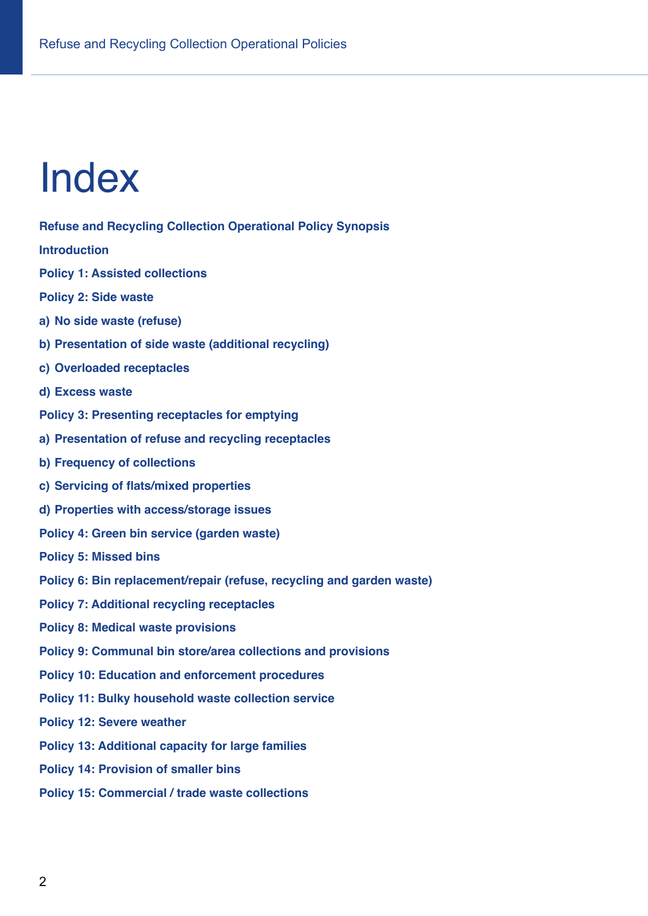# Index

**Refuse and Recycling Collection Operational Policy Synopsis**

**Introduction**

**Policy 1: Assisted collections**

**Policy 2: Side waste**

**a) No side waste (refuse)**

**b) Presentation of side waste (additional recycling)**

**c) Overloaded receptacles**

**d) Excess waste**

**Policy 3: Presenting receptacles for emptying**

**a) Presentation of refuse and recycling receptacles**

**b) Frequency of collections**

**c) Servicing of flats/mixed properties**

**d) Properties with access/storage issues**

**Policy 4: Green bin service (garden waste)**

**Policy 5: Missed bins**

**Policy 6: Bin replacement/repair (refuse, recycling and garden waste)**

**Policy 7: Additional recycling receptacles**

**Policy 8: Medical waste provisions**

**Policy 9: Communal bin store/area collections and provisions**

**Policy 10: Education and enforcement procedures**

**Policy 11: Bulky household waste collection service**

**Policy 12: Severe weather**

**Policy 13: Additional capacity for large families**

**Policy 14: Provision of smaller bins**

**Policy 15: Commercial / trade waste collections**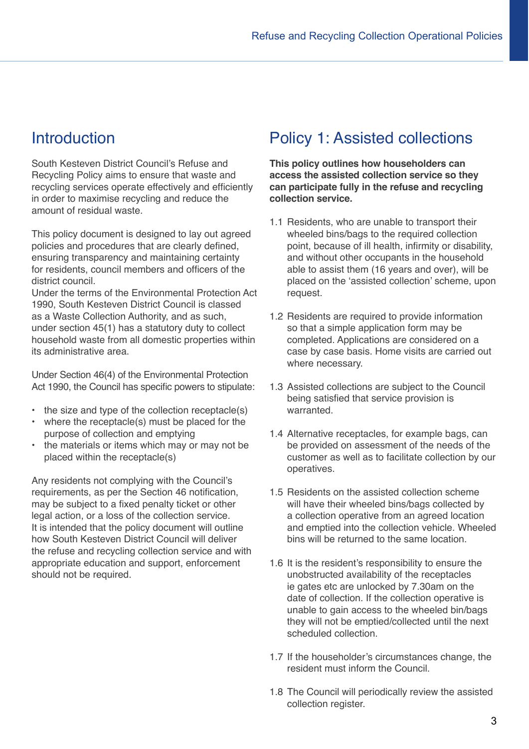## Introduction

South Kesteven District Council's Refuse and Recycling Policy aims to ensure that waste and recycling services operate effectively and efficiently in order to maximise recycling and reduce the amount of residual waste.

This policy document is designed to lay out agreed policies and procedures that are clearly defined, ensuring transparency and maintaining certainty for residents, council members and officers of the district council.
Under the terms of the Environmental Protection Act 1990, South Kesteven District Council is classed as a Waste Collection Authority, and as such, under section 45(1) has a statutory duty to collect household waste from all domestic properties within its administrative area.

Under Section 46(4) of the Environmental Protection Act 1990, the Council has specific powers to stipulate:

- the size and type of the collection receptacle(s)
- where the receptacle(s) must be placed for the purpose of collection and emptying
- the materials or items which may or may not be placed within the receptacle(s)

Any residents not complying with the Council's requirements, as per the Section 46 notification, may be subject to a fixed penalty ticket or other legal action, or a loss of the collection service.
It is intended that the policy document will outline how South Kesteven District Council will deliver the refuse and recycling collection service and with appropriate education and support, enforcement should not be required.

## Policy 1: Assisted collections

**This policy outlines how householders can access the assisted collection service so they can participate fully in the refuse and recycling collection service.**

1.1 Residents, who are unable to transport their wheeled bins/bags to the required collection point, because of ill health, infirmity or disability, and without other occupants in the household able to assist them (16 years and over), will be placed on the 'assisted collection' scheme, upon request.

1.2 Residents are required to provide information so that a simple application form may be completed. Applications are considered on a case by case basis. Home visits are carried out where necessary.

1.3 Assisted collections are subject to the Council being satisfied that service provision is warranted.

1.4 Alternative receptacles, for example bags, can be provided on assessment of the needs of the customer as well as to facilitate collection by our operatives.

1.5 Residents on the assisted collection scheme will have their wheeled bins/bags collected by a collection operative from an agreed location and emptied into the collection vehicle. Wheeled bins will be returned to the same location.

1.6 It is the resident's responsibility to ensure the unobstructed availability of the receptacles ie gates etc are unlocked by 7.30am on the date of collection. If the collection operative is unable to gain access to the wheeled bin/bags they will not be emptied/collected until the next scheduled collection.

1.7 If the householder's circumstances change, the resident must inform the Council.

1.8 The Council will periodically review the assisted collection register.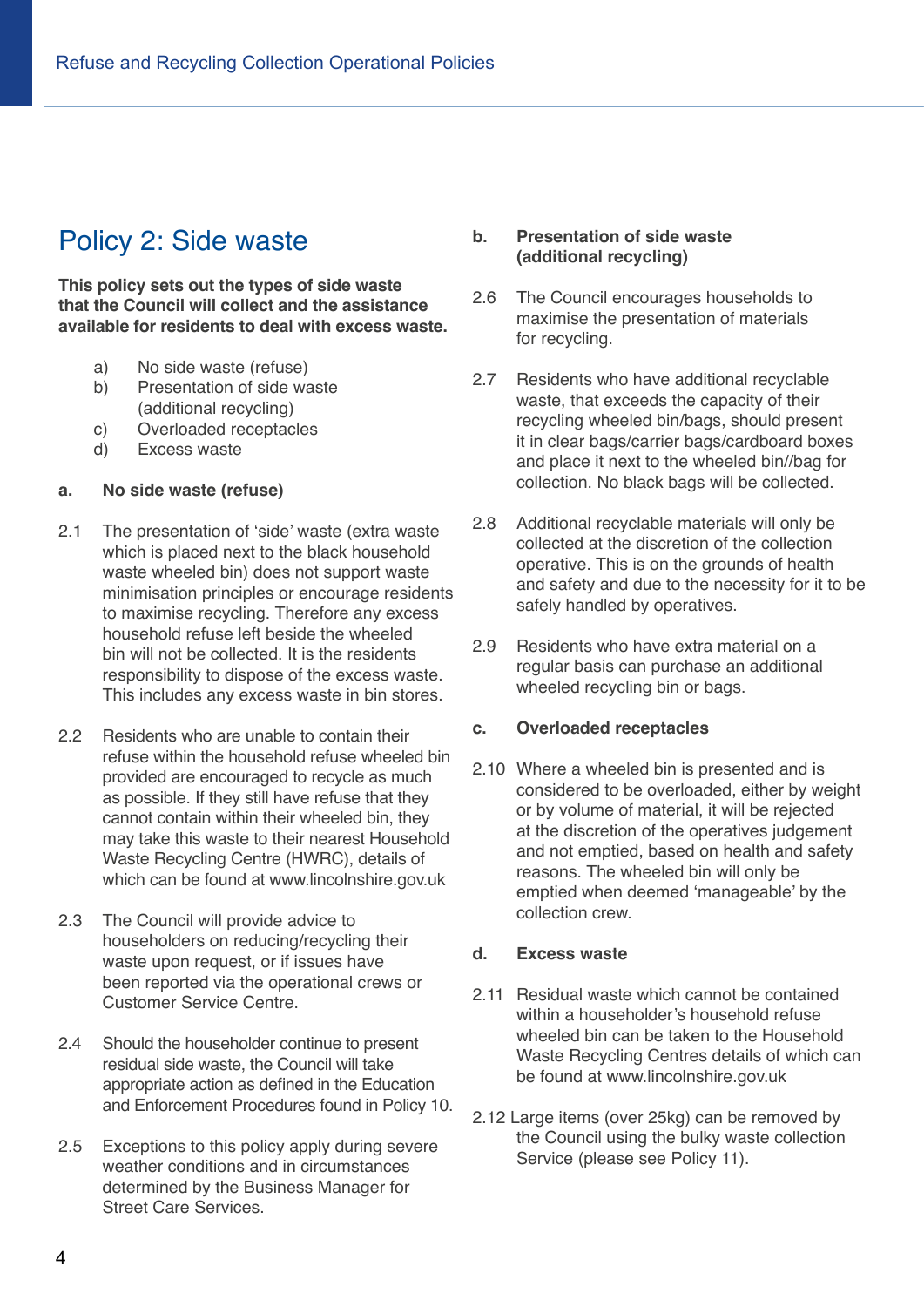# Policy 2: Side waste

**This policy sets out the types of side waste that the Council will collect and the assistance available for residents to deal with excess waste.**

a) No side waste (refuse)
b) Presentation of side waste (additional recycling)
c) Overloaded receptacles
d) Excess waste

## a. No side waste (refuse)

2.1 The presentation of 'side' waste (extra waste which is placed next to the black household waste wheeled bin) does not support waste minimisation principles or encourage residents to maximise recycling. Therefore any excess household refuse left beside the wheeled bin will not be collected. It is the residents responsibility to dispose of the excess waste. This includes any excess waste in bin stores.

2.2 Residents who are unable to contain their refuse within the household refuse wheeled bin provided are encouraged to recycle as much as possible. If they still have refuse that they cannot contain within their wheeled bin, they may take this waste to their nearest Household Waste Recycling Centre (HWRC), details of which can be found at www.lincolnshire.gov.uk

2.3 The Council will provide advice to householders on reducing/recycling their waste upon request, or if issues have been reported via the operational crews or Customer Service Centre.

2.4 Should the householder continue to present residual side waste, the Council will take appropriate action as defined in the Education and Enforcement Procedures found in Policy 10.

2.5 Exceptions to this policy apply during severe weather conditions and in circumstances determined by the Business Manager for Street Care Services.

## b. Presentation of side waste (additional recycling)

2.6 The Council encourages households to maximise the presentation of materials for recycling.

2.7 Residents who have additional recyclable waste, that exceeds the capacity of their recycling wheeled bin/bags, should present it in clear bags/carrier bags/cardboard boxes and place it next to the wheeled bin//bag for collection. No black bags will be collected.

2.8 Additional recyclable materials will only be collected at the discretion of the collection operative. This is on the grounds of health and safety and due to the necessity for it to be safely handled by operatives.

2.9 Residents who have extra material on a regular basis can purchase an additional wheeled recycling bin or bags.

## c. Overloaded receptacles

2.10 Where a wheeled bin is presented and is considered to be overloaded, either by weight or by volume of material, it will be rejected at the discretion of the operatives judgement and not emptied, based on health and safety reasons. The wheeled bin will only be emptied when deemed 'manageable' by the collection crew.

## d. Excess waste

2.11 Residual waste which cannot be contained within a householder's household refuse wheeled bin can be taken to the Household Waste Recycling Centres details of which can be found at www.lincolnshire.gov.uk

2.12 Large items (over 25kg) can be removed by the Council using the bulky waste collection Service (please see Policy 11).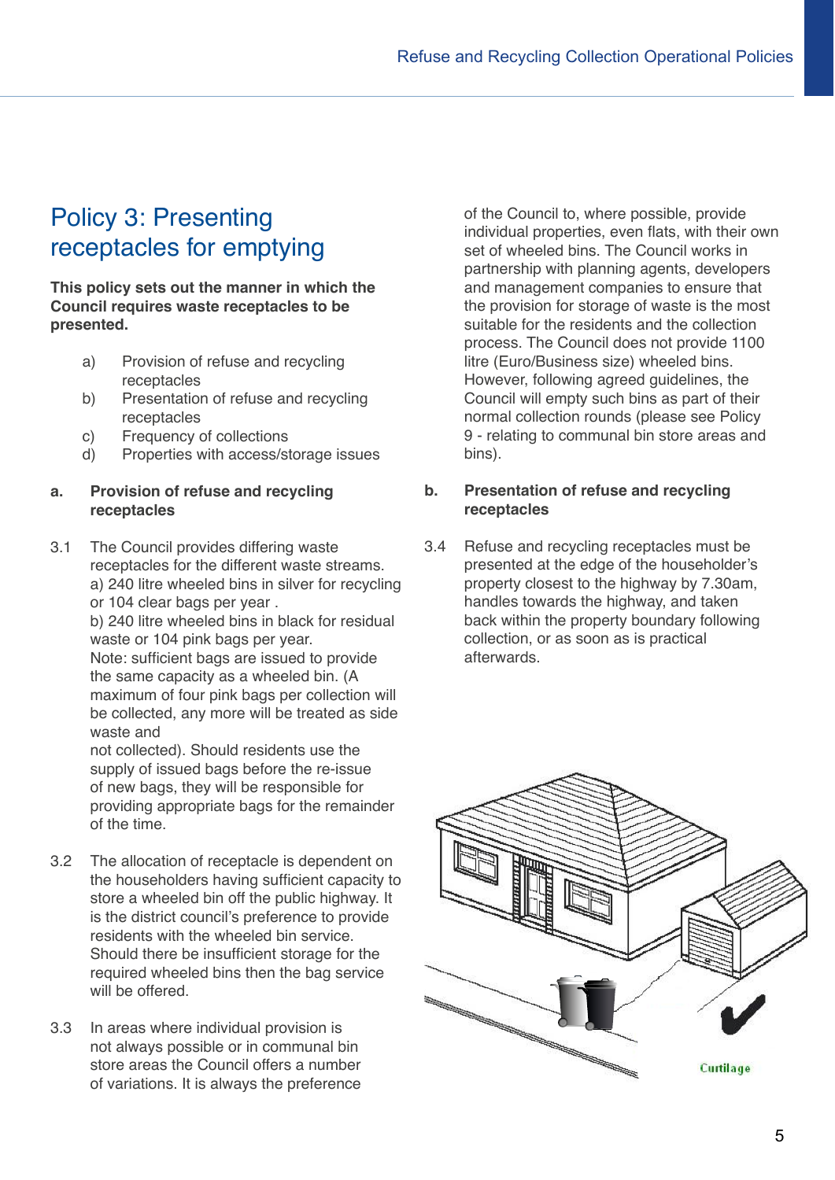# Policy 3: Presenting receptacles for emptying

**This policy sets out the manner in which the Council requires waste receptacles to be presented.**

a) Provision of refuse and recycling receptacles
b) Presentation of refuse and recycling receptacles
c) Frequency of collections
d) Properties with access/storage issues

### a. Provision of refuse and recycling receptacles

3.1 The Council provides differing waste receptacles for the different waste streams. a) 240 litre wheeled bins in silver for recycling or 104 clear bags per year . b) 240 litre wheeled bins in black for residual waste or 104 pink bags per year. Note: sufficient bags are issued to provide the same capacity as a wheeled bin. (A maximum of four pink bags per collection will be collected, any more will be treated as side waste and not collected). Should residents use the supply of issued bags before the re-issue of new bags, they will be responsible for providing appropriate bags for the remainder of the time.

3.2 The allocation of receptacle is dependent on the householders having sufficient capacity to store a wheeled bin off the public highway. It is the district council's preference to provide residents with the wheeled bin service. Should there be insufficient storage for the required wheeled bins then the bag service will be offered.

3.3 In areas where individual provision is not always possible or in communal bin store areas the Council offers a number of variations. It is always the preference of the Council to, where possible, provide individual properties, even flats, with their own set of wheeled bins. The Council works in partnership with planning agents, developers and management companies to ensure that the provision for storage of waste is the most suitable for the residents and the collection process. The Council does not provide 1100 litre (Euro/Business size) wheeled bins. However, following agreed guidelines, the Council will empty such bins as part of their normal collection rounds (please see Policy 9 - relating to communal bin store areas and bins).

### b. Presentation of refuse and recycling receptacles

3.4 Refuse and recycling receptacles must be presented at the edge of the householder's property closest to the highway by 7.30am, handles towards the highway, and taken back within the property boundary following collection, or as soon as is practical afterwards.

Curtilage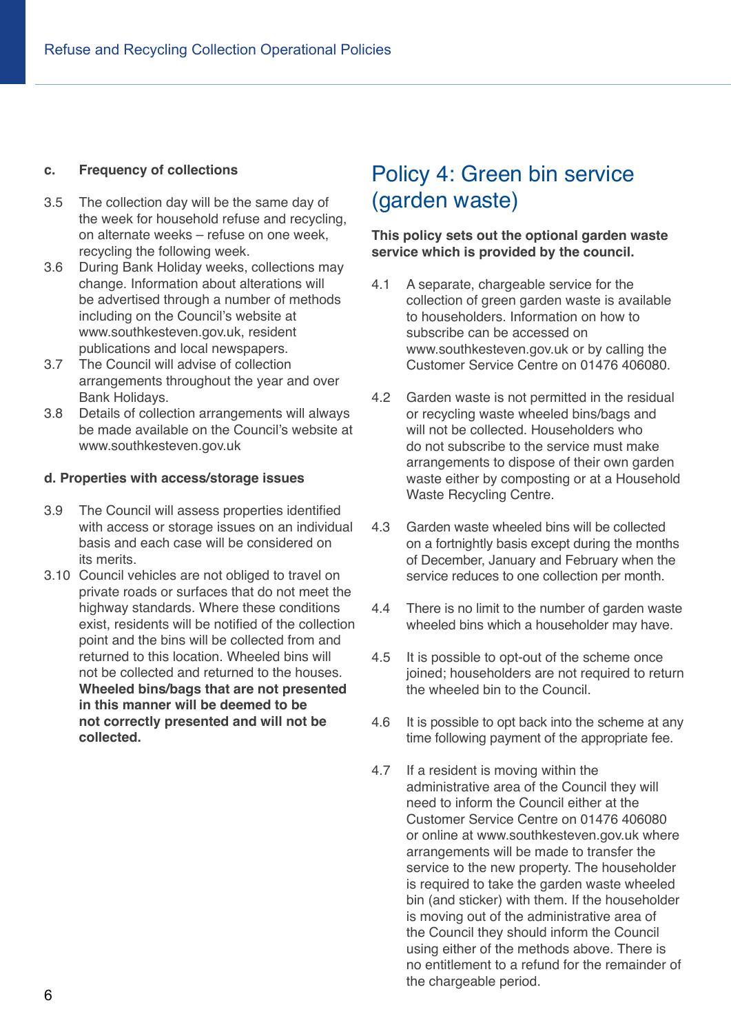### c. Frequency of collections

3.5 The collection day will be the same day of the week for household refuse and recycling, on alternate weeks – refuse on one week, recycling the following week.

3.6 During Bank Holiday weeks, collections may change. Information about alterations will be advertised through a number of methods including on the Council's website at www.southkesteven.gov.uk, resident publications and local newspapers.

3.7 The Council will advise of collection arrangements throughout the year and over Bank Holidays.

3.8 Details of collection arrangements will always be made available on the Council's website at www.southkesteven.gov.uk

### d. Properties with access/storage issues

3.9 The Council will assess properties identified with access or storage issues on an individual basis and each case will be considered on its merits.

3.10 Council vehicles are not obliged to travel on private roads or surfaces that do not meet the highway standards. Where these conditions exist, residents will be notified of the collection point and the bins will be collected from and returned to this location. Wheeled bins will not be collected and returned to the houses. **Wheeled bins/bags that are not presented in this manner will be deemed to be not correctly presented and will not be collected.**

# Policy 4: Green bin service (garden waste)

**This policy sets out the optional garden waste service which is provided by the council.**

4.1 A separate, chargeable service for the collection of green garden waste is available to householders. Information on how to subscribe can be accessed on www.southkesteven.gov.uk or by calling the Customer Service Centre on 01476 406080.

4.2 Garden waste is not permitted in the residual or recycling waste wheeled bins/bags and will not be collected. Householders who do not subscribe to the service must make arrangements to dispose of their own garden waste either by composting or at a Household Waste Recycling Centre.

4.3 Garden waste wheeled bins will be collected on a fortnightly basis except during the months of December, January and February when the service reduces to one collection per month.

4.4 There is no limit to the number of garden waste wheeled bins which a householder may have.

4.5 It is possible to opt-out of the scheme once joined; householders are not required to return the wheeled bin to the Council.

4.6 It is possible to opt back into the scheme at any time following payment of the appropriate fee.

4.7 If a resident is moving within the administrative area of the Council they will need to inform the Council either at the Customer Service Centre on 01476 406080 or online at www.southkesteven.gov.uk where arrangements will be made to transfer the service to the new property. The householder is required to take the garden waste wheeled bin (and sticker) with them. If the householder is moving out of the administrative area of the Council they should inform the Council using either of the methods above. There is no entitlement to a refund for the remainder of the chargeable period.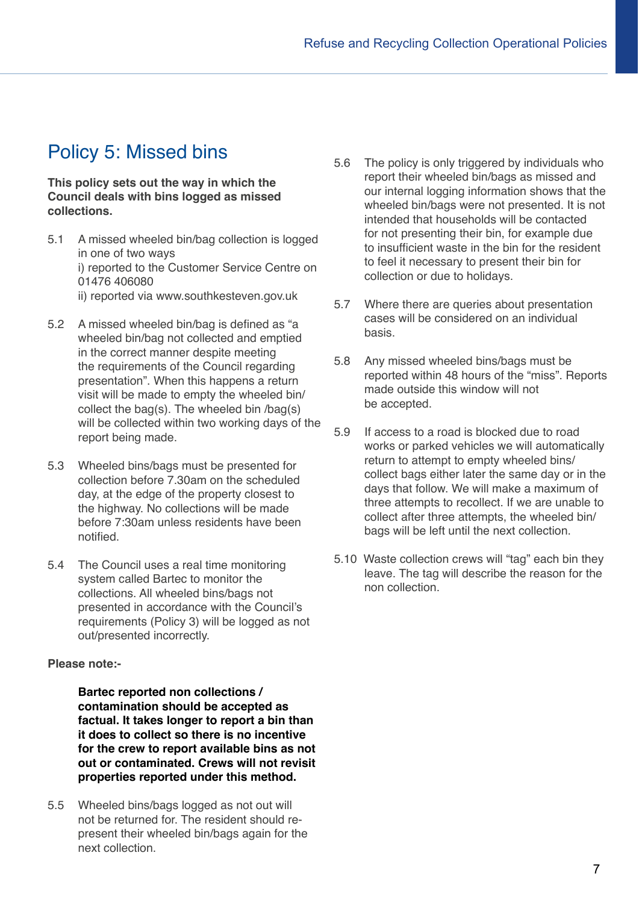# Policy 5: Missed bins

**This policy sets out the way in which the Council deals with bins logged as missed collections.**

5.1 A missed wheeled bin/bag collection is logged in one of two ways
i) reported to the Customer Service Centre on 01476 406080
ii) reported via www.southkesteven.gov.uk

5.2 A missed wheeled bin/bag is defined as "a wheeled bin/bag not collected and emptied in the correct manner despite meeting the requirements of the Council regarding presentation". When this happens a return visit will be made to empty the wheeled bin/ collect the bag(s). The wheeled bin /bag(s) will be collected within two working days of the report being made.

5.3 Wheeled bins/bags must be presented for collection before 7.30am on the scheduled day, at the edge of the property closest to the highway. No collections will be made before 7:30am unless residents have been notified.

5.4 The Council uses a real time monitoring system called Bartec to monitor the collections. All wheeled bins/bags not presented in accordance with the Council's requirements (Policy 3) will be logged as not out/presented incorrectly.

**Please note:-**

**Bartec reported non collections / contamination should be accepted as factual. It takes longer to report a bin than it does to collect so there is no incentive for the crew to report available bins as not out or contaminated. Crews will not revisit properties reported under this method.**

5.5 Wheeled bins/bags logged as not out will not be returned for. The resident should re-present their wheeled bin/bags again for the next collection.

5.6 The policy is only triggered by individuals who report their wheeled bin/bags as missed and our internal logging information shows that the wheeled bin/bags were not presented. It is not intended that households will be contacted for not presenting their bin, for example due to insufficient waste in the bin for the resident to feel it necessary to present their bin for collection or due to holidays.

5.7 Where there are queries about presentation cases will be considered on an individual basis.

5.8 Any missed wheeled bins/bags must be reported within 48 hours of the "miss". Reports made outside this window will not be accepted.

5.9 If access to a road is blocked due to road works or parked vehicles we will automatically return to attempt to empty wheeled bins/ collect bags either later the same day or in the days that follow. We will make a maximum of three attempts to recollect. If we are unable to collect after three attempts, the wheeled bin/ bags will be left until the next collection.

5.10 Waste collection crews will "tag" each bin they leave. The tag will describe the reason for the non collection.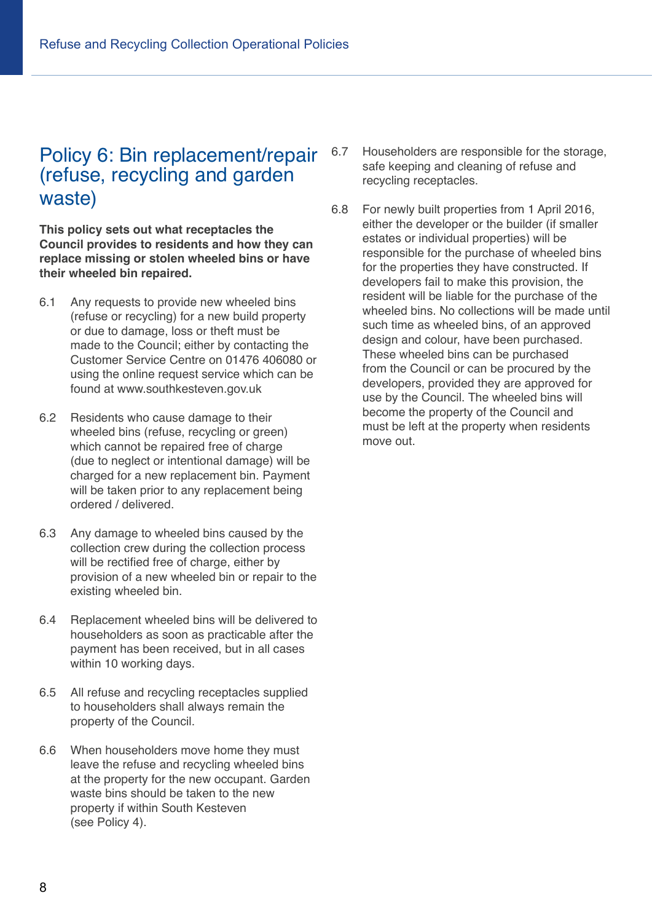# Policy 6: Bin replacement/repair (refuse, recycling and garden waste)

**This policy sets out what receptacles the Council provides to residents and how they can replace missing or stolen wheeled bins or have their wheeled bin repaired.**

6.1 Any requests to provide new wheeled bins (refuse or recycling) for a new build property or due to damage, loss or theft must be made to the Council; either by contacting the Customer Service Centre on 01476 406080 or using the online request service which can be found at www.southkesteven.gov.uk

6.2 Residents who cause damage to their wheeled bins (refuse, recycling or green) which cannot be repaired free of charge (due to neglect or intentional damage) will be charged for a new replacement bin. Payment will be taken prior to any replacement being ordered / delivered.

6.3 Any damage to wheeled bins caused by the collection crew during the collection process will be rectified free of charge, either by provision of a new wheeled bin or repair to the existing wheeled bin.

6.4 Replacement wheeled bins will be delivered to householders as soon as practicable after the payment has been received, but in all cases within 10 working days.

6.5 All refuse and recycling receptacles supplied to householders shall always remain the property of the Council.

6.6 When householders move home they must leave the refuse and recycling wheeled bins at the property for the new occupant. Garden waste bins should be taken to the new property if within South Kesteven (see Policy 4).

6.7 Householders are responsible for the storage, safe keeping and cleaning of refuse and recycling receptacles.

6.8 For newly built properties from 1 April 2016, either the developer or the builder (if smaller estates or individual properties) will be responsible for the purchase of wheeled bins for the properties they have constructed. If developers fail to make this provision, the resident will be liable for the purchase of the wheeled bins. No collections will be made until such time as wheeled bins, of an approved design and colour, have been purchased. These wheeled bins can be purchased from the Council or can be procured by the developers, provided they are approved for use by the Council. The wheeled bins will become the property of the Council and must be left at the property when residents move out.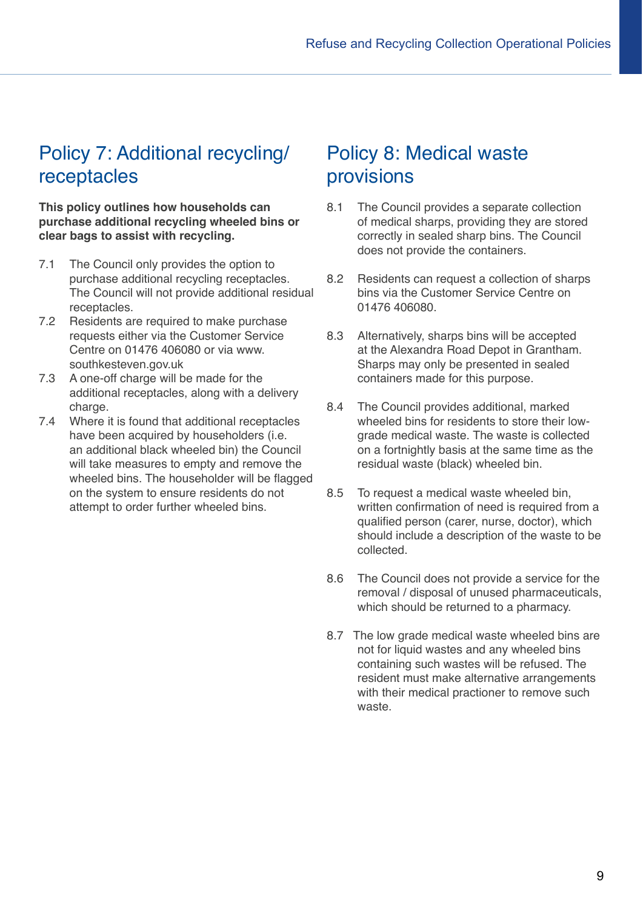## Policy 7: Additional recycling/ receptacles

**This policy outlines how households can purchase additional recycling wheeled bins or clear bags to assist with recycling.**

7.1 The Council only provides the option to purchase additional recycling receptacles. The Council will not provide additional residual receptacles.

7.2 Residents are required to make purchase requests either via the Customer Service Centre on 01476 406080 or via www.southkesteven.gov.uk

7.3 A one-off charge will be made for the additional receptacles, along with a delivery charge.

7.4 Where it is found that additional receptacles have been acquired by householders (i.e. an additional black wheeled bin) the Council will take measures to empty and remove the wheeled bins. The householder will be flagged on the system to ensure residents do not attempt to order further wheeled bins.

## Policy 8: Medical waste provisions

8.1 The Council provides a separate collection of medical sharps, providing they are stored correctly in sealed sharp bins. The Council does not provide the containers.

8.2 Residents can request a collection of sharps bins via the Customer Service Centre on 01476 406080.

8.3 Alternatively, sharps bins will be accepted at the Alexandra Road Depot in Grantham. Sharps may only be presented in sealed containers made for this purpose.

8.4 The Council provides additional, marked wheeled bins for residents to store their low-grade medical waste. The waste is collected on a fortnightly basis at the same time as the residual waste (black) wheeled bin.

8.5 To request a medical waste wheeled bin, written confirmation of need is required from a qualified person (carer, nurse, doctor), which should include a description of the waste to be collected.

8.6 The Council does not provide a service for the removal / disposal of unused pharmaceuticals, which should be returned to a pharmacy.

8.7 The low grade medical waste wheeled bins are not for liquid wastes and any wheeled bins containing such wastes will be refused. The resident must make alternative arrangements with their medical practioner to remove such waste.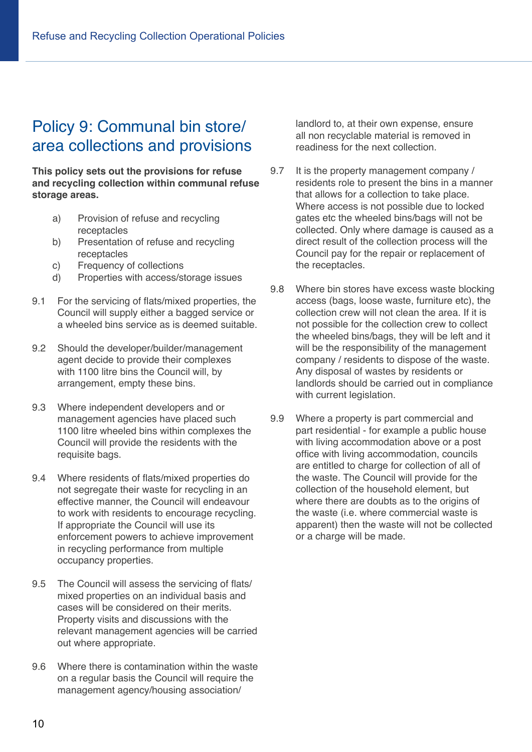# Policy 9: Communal bin store/ area collections and provisions

**This policy sets out the provisions for refuse and recycling collection within communal refuse storage areas.**

a) Provision of refuse and recycling receptacles
b) Presentation of refuse and recycling receptacles
c) Frequency of collections
d) Properties with access/storage issues

9.1 For the servicing of flats/mixed properties, the Council will supply either a bagged service or a wheeled bins service as is deemed suitable.

9.2 Should the developer/builder/management agent decide to provide their complexes with 1100 litre bins the Council will, by arrangement, empty these bins.

9.3 Where independent developers and or management agencies have placed such 1100 litre wheeled bins within complexes the Council will provide the residents with the requisite bags.

9.4 Where residents of flats/mixed properties do not segregate their waste for recycling in an effective manner, the Council will endeavour to work with residents to encourage recycling. If appropriate the Council will use its enforcement powers to achieve improvement in recycling performance from multiple occupancy properties.

9.5 The Council will assess the servicing of flats/ mixed properties on an individual basis and cases will be considered on their merits. Property visits and discussions with the relevant management agencies will be carried out where appropriate.

9.6 Where there is contamination within the waste on a regular basis the Council will require the management agency/housing association/ landlord to, at their own expense, ensure all non recyclable material is removed in readiness for the next collection.

9.7 It is the property management company / residents role to present the bins in a manner that allows for a collection to take place. Where access is not possible due to locked gates etc the wheeled bins/bags will not be collected. Only where damage is caused as a direct result of the collection process will the Council pay for the repair or replacement of the receptacles.

9.8 Where bin stores have excess waste blocking access (bags, loose waste, furniture etc), the collection crew will not clean the area. If it is not possible for the collection crew to collect the wheeled bins/bags, they will be left and it will be the responsibility of the management company / residents to dispose of the waste. Any disposal of wastes by residents or landlords should be carried out in compliance with current legislation.

9.9 Where a property is part commercial and part residential - for example a public house with living accommodation above or a post office with living accommodation, councils are entitled to charge for collection of all of the waste. The Council will provide for the collection of the household element, but where there are doubts as to the origins of the waste (i.e. where commercial waste is apparent) then the waste will not be collected or a charge will be made.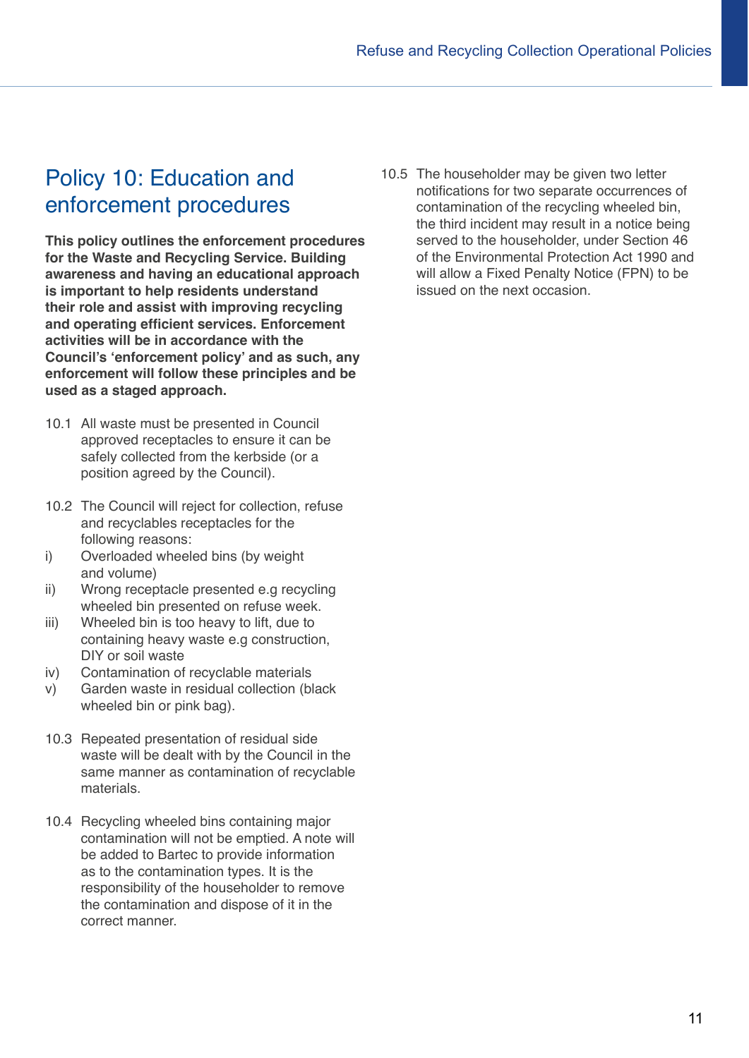# Policy 10: Education and enforcement procedures

**This policy outlines the enforcement procedures for the Waste and Recycling Service. Building awareness and having an educational approach is important to help residents understand their role and assist with improving recycling and operating efficient services. Enforcement activities will be in accordance with the Council's 'enforcement policy' and as such, any enforcement will follow these principles and be used as a staged approach.**

10.1 All waste must be presented in Council approved receptacles to ensure it can be safely collected from the kerbside (or a position agreed by the Council).

10.2 The Council will reject for collection, refuse and recyclables receptacles for the following reasons:

i) Overloaded wheeled bins (by weight and volume)

ii) Wrong receptacle presented e.g recycling wheeled bin presented on refuse week.

iii) Wheeled bin is too heavy to lift, due to containing heavy waste e.g construction, DIY or soil waste

iv) Contamination of recyclable materials

v) Garden waste in residual collection (black wheeled bin or pink bag).

10.3 Repeated presentation of residual side waste will be dealt with by the Council in the same manner as contamination of recyclable materials.

10.4 Recycling wheeled bins containing major contamination will not be emptied. A note will be added to Bartec to provide information as to the contamination types. It is the responsibility of the householder to remove the contamination and dispose of it in the correct manner.

10.5 The householder may be given two letter notifications for two separate occurrences of contamination of the recycling wheeled bin, the third incident may result in a notice being served to the householder, under Section 46 of the Environmental Protection Act 1990 and will allow a Fixed Penalty Notice (FPN) to be issued on the next occasion.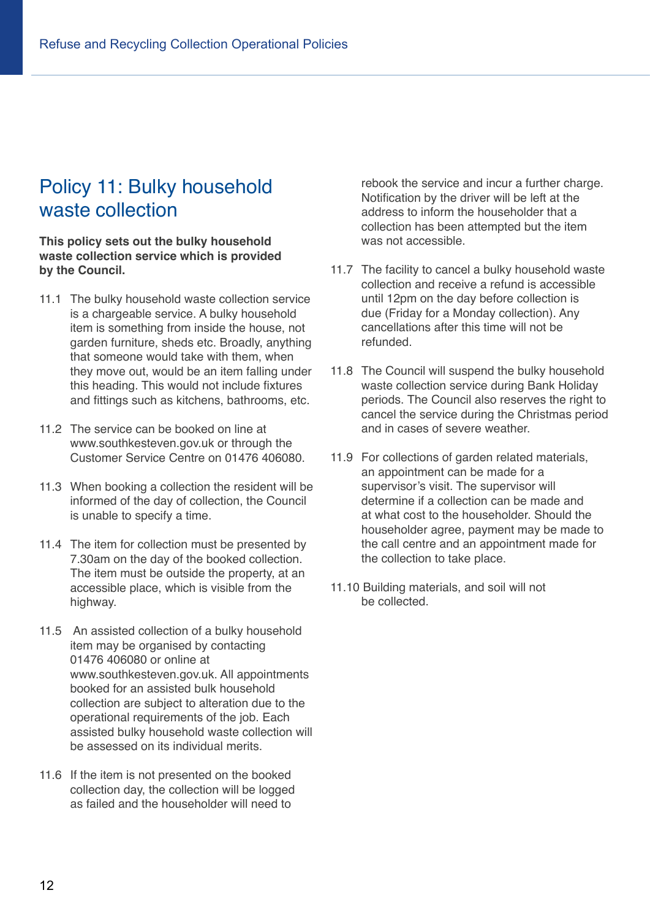# Policy 11: Bulky household waste collection

**This policy sets out the bulky household waste collection service which is provided by the Council.**

11.1 The bulky household waste collection service is a chargeable service. A bulky household item is something from inside the house, not garden furniture, sheds etc. Broadly, anything that someone would take with them, when they move out, would be an item falling under this heading. This would not include fixtures and fittings such as kitchens, bathrooms, etc.

11.2 The service can be booked on line at www.southkesteven.gov.uk or through the Customer Service Centre on 01476 406080.

11.3 When booking a collection the resident will be informed of the day of collection, the Council is unable to specify a time.

11.4 The item for collection must be presented by 7.30am on the day of the booked collection. The item must be outside the property, at an accessible place, which is visible from the highway.

11.5 An assisted collection of a bulky household item may be organised by contacting 01476 406080 or online at www.southkesteven.gov.uk. All appointments booked for an assisted bulk household collection are subject to alteration due to the operational requirements of the job. Each assisted bulky household waste collection will be assessed on its individual merits.

11.6 If the item is not presented on the booked collection day, the collection will be logged as failed and the householder will need to rebook the service and incur a further charge. Notification by the driver will be left at the address to inform the householder that a collection has been attempted but the item was not accessible.

11.7 The facility to cancel a bulky household waste collection and receive a refund is accessible until 12pm on the day before collection is due (Friday for a Monday collection). Any cancellations after this time will not be refunded.

11.8 The Council will suspend the bulky household waste collection service during Bank Holiday periods. The Council also reserves the right to cancel the service during the Christmas period and in cases of severe weather.

11.9 For collections of garden related materials, an appointment can be made for a supervisor's visit. The supervisor will determine if a collection can be made and at what cost to the householder. Should the householder agree, payment may be made to the call centre and an appointment made for the collection to take place.

11.10 Building materials, and soil will not be collected.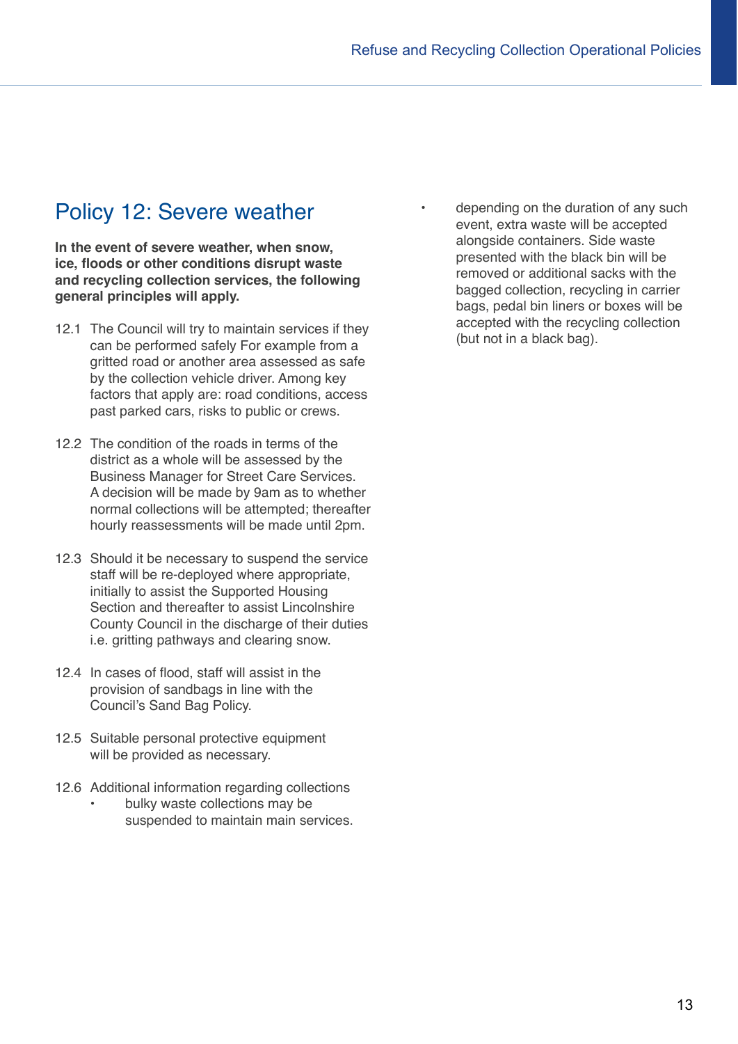## Policy 12: Severe weather

**In the event of severe weather, when snow, ice, floods or other conditions disrupt waste and recycling collection services, the following general principles will apply.**

12.1 The Council will try to maintain services if they can be performed safely For example from a gritted road or another area assessed as safe by the collection vehicle driver. Among key factors that apply are: road conditions, access past parked cars, risks to public or crews.

12.2 The condition of the roads in terms of the district as a whole will be assessed by the Business Manager for Street Care Services. A decision will be made by 9am as to whether normal collections will be attempted; thereafter hourly reassessments will be made until 2pm.

12.3 Should it be necessary to suspend the service staff will be re-deployed where appropriate, initially to assist the Supported Housing Section and thereafter to assist Lincolnshire County Council in the discharge of their duties i.e. gritting pathways and clearing snow.

12.4 In cases of flood, staff will assist in the provision of sandbags in line with the Council's Sand Bag Policy.

12.5 Suitable personal protective equipment will be provided as necessary.

12.6 Additional information regarding collections

- bulky waste collections may be suspended to maintain main services.
- depending on the duration of any such event, extra waste will be accepted alongside containers. Side waste presented with the black bin will be removed or additional sacks with the bagged collection, recycling in carrier bags, pedal bin liners or boxes will be accepted with the recycling collection (but not in a black bag).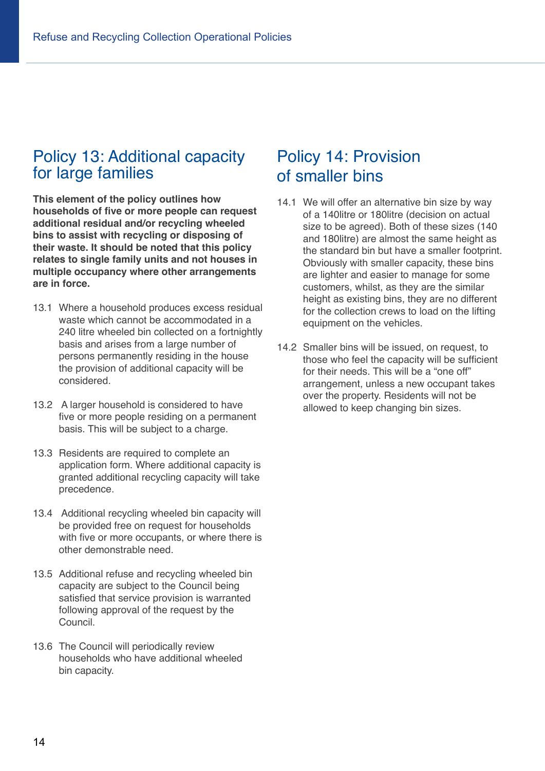## Policy 13: Additional capacity for large families

**This element of the policy outlines how households of five or more people can request additional residual and/or recycling wheeled bins to assist with recycling or disposing of their waste. It should be noted that this policy relates to single family units and not houses in multiple occupancy where other arrangements are in force.**

13.1 Where a household produces excess residual waste which cannot be accommodated in a 240 litre wheeled bin collected on a fortnightly basis and arises from a large number of persons permanently residing in the house the provision of additional capacity will be considered.

13.2 A larger household is considered to have five or more people residing on a permanent basis. This will be subject to a charge.

13.3 Residents are required to complete an application form. Where additional capacity is granted additional recycling capacity will take precedence.

13.4 Additional recycling wheeled bin capacity will be provided free on request for households with five or more occupants, or where there is other demonstrable need.

13.5 Additional refuse and recycling wheeled bin capacity are subject to the Council being satisfied that service provision is warranted following approval of the request by the Council.

13.6 The Council will periodically review households who have additional wheeled bin capacity.

## Policy 14: Provision of smaller bins

14.1 We will offer an alternative bin size by way of a 140litre or 180litre (decision on actual size to be agreed). Both of these sizes (140 and 180litre) are almost the same height as the standard bin but have a smaller footprint. Obviously with smaller capacity, these bins are lighter and easier to manage for some customers, whilst, as they are the similar height as existing bins, they are no different for the collection crews to load on the lifting equipment on the vehicles.

14.2 Smaller bins will be issued, on request, to those who feel the capacity will be sufficient for their needs. This will be a "one off" arrangement, unless a new occupant takes over the property. Residents will not be allowed to keep changing bin sizes.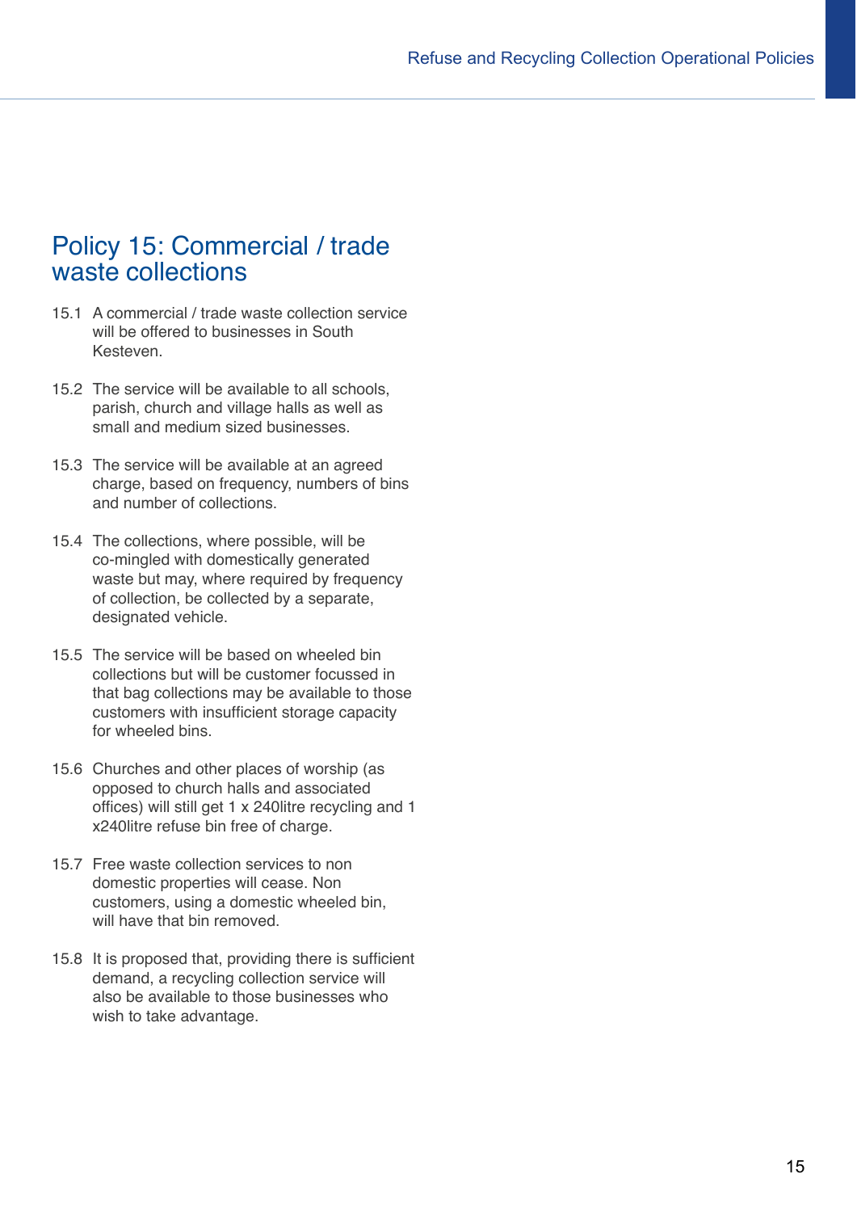## Policy 15: Commercial / trade waste collections

15.1 A commercial / trade waste collection service will be offered to businesses in South Kesteven.

15.2 The service will be available to all schools, parish, church and village halls as well as small and medium sized businesses.

15.3 The service will be available at an agreed charge, based on frequency, numbers of bins and number of collections.

15.4 The collections, where possible, will be co-mingled with domestically generated waste but may, where required by frequency of collection, be collected by a separate, designated vehicle.

15.5 The service will be based on wheeled bin collections but will be customer focussed in that bag collections may be available to those customers with insufficient storage capacity for wheeled bins.

15.6 Churches and other places of worship (as opposed to church halls and associated offices) will still get 1 x 240litre recycling and 1 x240litre refuse bin free of charge.

15.7 Free waste collection services to non domestic properties will cease. Non customers, using a domestic wheeled bin, will have that bin removed.

15.8 It is proposed that, providing there is sufficient demand, a recycling collection service will also be available to those businesses who wish to take advantage.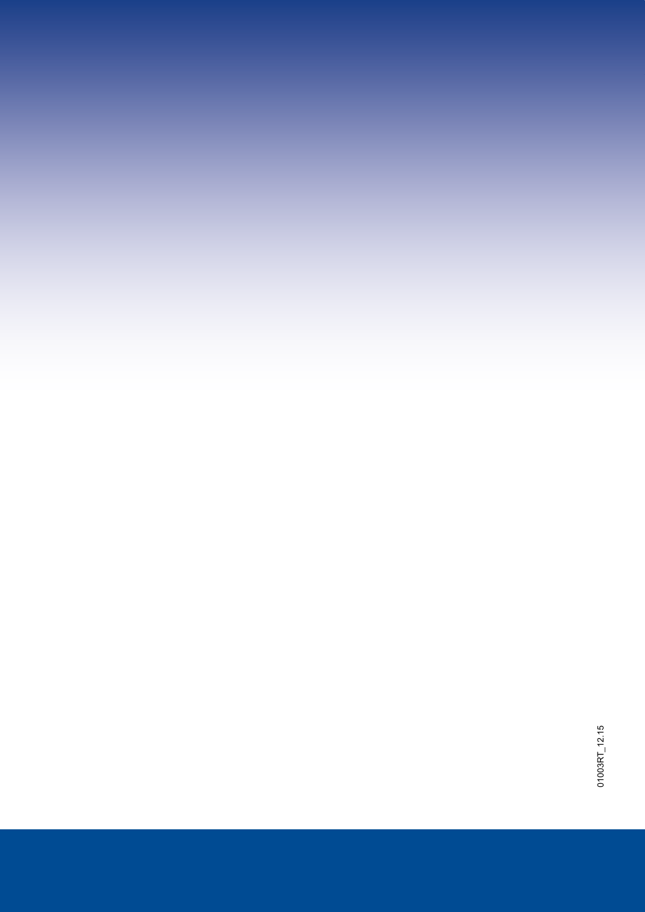01003RT_12.15